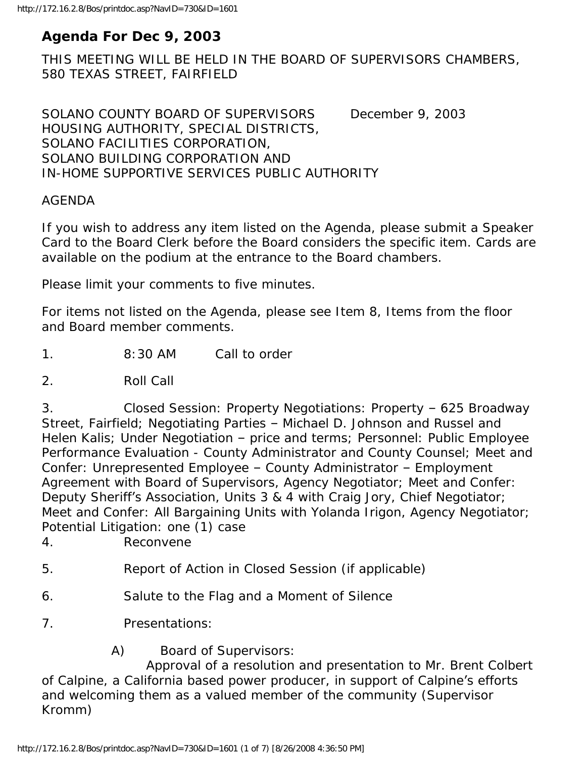# Agenda For Dec 9, 2003

THIS MEETING WILL BE HELD IN THE BOARD OF SUPERVISORS CHAMBERS, 580 TEXAS STREET, FAIRFIELD

SOLANO COUNTY BOARD OF SUPERVISORS December 9, 2003
HOUSING AUTHORITY, SPECIAL DISTRICTS,
SOLANO FACILITIES CORPORATION,
SOLANO BUILDING CORPORATION AND
IN-HOME SUPPORTIVE SERVICES PUBLIC AUTHORITY

AGENDA

If you wish to address any item listed on the Agenda, please submit a Speaker Card to the Board Clerk before the Board considers the specific item. Cards are available on the podium at the entrance to the Board chambers.

Please limit your comments to five minutes.

For items not listed on the Agenda, please see Item 8, Items from the floor and Board member comments.

1. 8:30 AM Call to order

2. Roll Call

3. Closed Session: Property Negotiations: Property – 625 Broadway Street, Fairfield; Negotiating Parties – Michael D. Johnson and Russel and Helen Kalis; Under Negotiation – price and terms; Personnel: Public Employee Performance Evaluation - County Administrator and County Counsel; Meet and Confer: Unrepresented Employee – County Administrator – Employment Agreement with Board of Supervisors, Agency Negotiator; Meet and Confer: Deputy Sheriff's Association, Units 3 & 4 with Craig Jory, Chief Negotiator; Meet and Confer: All Bargaining Units with Yolanda Irigon, Agency Negotiator; Potential Litigation: one (1) case

4. Reconvene

5. Report of Action in Closed Session (if applicable)

6. Salute to the Flag and a Moment of Silence

7. Presentations:

   A) Board of Supervisors:
   Approval of a resolution and presentation to Mr. Brent Colbert of Calpine, a California based power producer, in support of Calpine's efforts and welcoming them as a valued member of the community (Supervisor Kromm)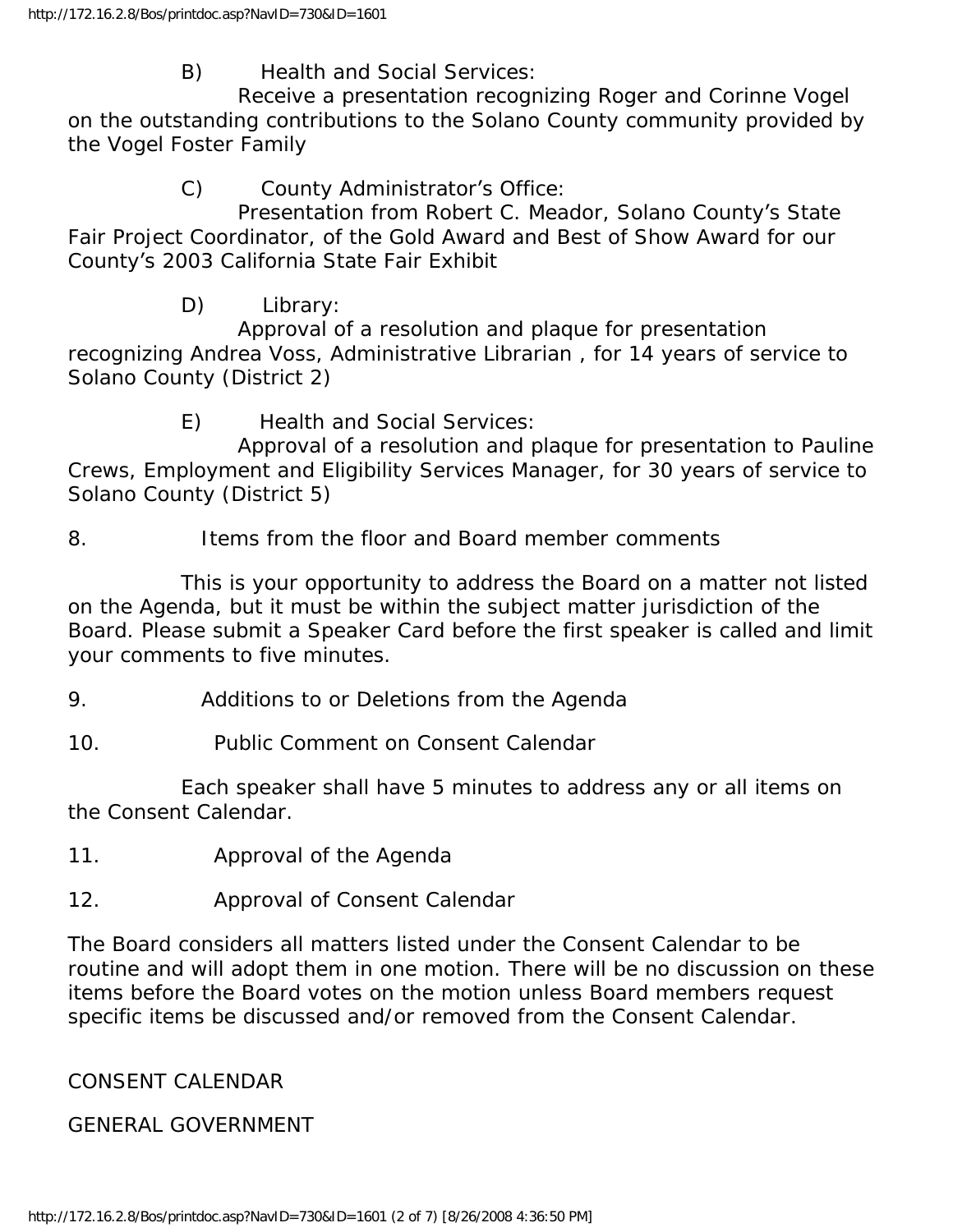B) Health and Social Services:

Receive a presentation recognizing Roger and Corinne Vogel on the outstanding contributions to the Solano County community provided by the Vogel Foster Family

C) County Administrator's Office:

Presentation from Robert C. Meador, Solano County's State Fair Project Coordinator, of the Gold Award and Best of Show Award for our County's 2003 California State Fair Exhibit

D) Library:

Approval of a resolution and plaque for presentation recognizing Andrea Voss, Administrative Librarian , for 14 years of service to Solano County (District 2)

E) Health and Social Services:

Approval of a resolution and plaque for presentation to Pauline Crews, Employment and Eligibility Services Manager, for 30 years of service to Solano County (District 5)

8. Items from the floor and Board member comments

This is your opportunity to address the Board on a matter not listed on the Agenda, but it must be within the subject matter jurisdiction of the Board. Please submit a Speaker Card before the first speaker is called and limit your comments to five minutes.

9. Additions to or Deletions from the Agenda

10. Public Comment on Consent Calendar

Each speaker shall have 5 minutes to address any or all items on the Consent Calendar.

11. Approval of the Agenda

12. Approval of Consent Calendar

The Board considers all matters listed under the Consent Calendar to be routine and will adopt them in one motion. There will be no discussion on these items before the Board votes on the motion unless Board members request specific items be discussed and/or removed from the Consent Calendar.

CONSENT CALENDAR

GENERAL GOVERNMENT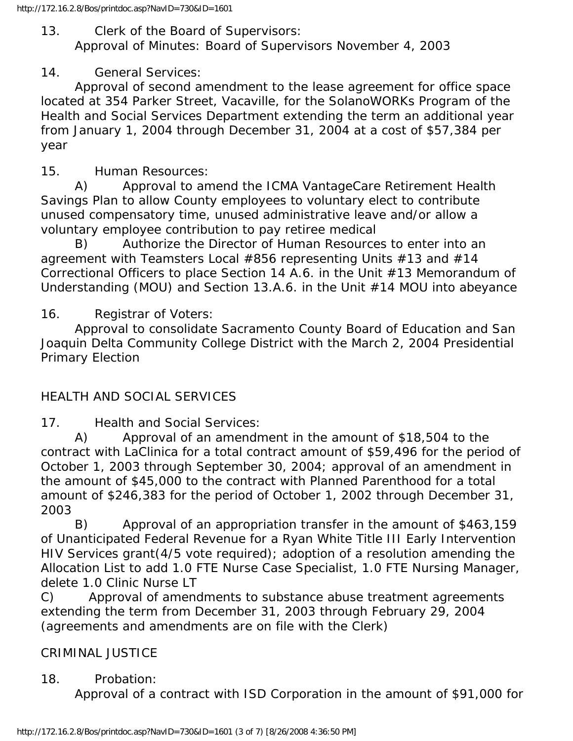13. Clerk of the Board of Supervisors:
Approval of Minutes: Board of Supervisors November 4, 2003

14. General Services:
Approval of second amendment to the lease agreement for office space located at 354 Parker Street, Vacaville, for the SolanoWORKs Program of the Health and Social Services Department extending the term an additional year from January 1, 2004 through December 31, 2004 at a cost of $57,384 per year

15. Human Resources:
A) Approval to amend the ICMA VantageCare Retirement Health Savings Plan to allow County employees to voluntary elect to contribute unused compensatory time, unused administrative leave and/or allow a voluntary employee contribution to pay retiree medical
B) Authorize the Director of Human Resources to enter into an agreement with Teamsters Local #856 representing Units #13 and #14 Correctional Officers to place Section 14 A.6. in the Unit #13 Memorandum of Understanding (MOU) and Section 13.A.6. in the Unit #14 MOU into abeyance

16. Registrar of Voters:
Approval to consolidate Sacramento County Board of Education and San Joaquin Delta Community College District with the March 2, 2004 Presidential Primary Election

HEALTH AND SOCIAL SERVICES

17. Health and Social Services:
A) Approval of an amendment in the amount of $18,504 to the contract with LaClinica for a total contract amount of $59,496 for the period of October 1, 2003 through September 30, 2004; approval of an amendment in the amount of $45,000 to the contract with Planned Parenthood for a total amount of $246,383 for the period of October 1, 2002 through December 31, 2003
B) Approval of an appropriation transfer in the amount of $463,159 of Unanticipated Federal Revenue for a Ryan White Title III Early Intervention HIV Services grant(4/5 vote required); adoption of a resolution amending the Allocation List to add 1.0 FTE Nurse Case Specialist, 1.0 FTE Nursing Manager, delete 1.0 Clinic Nurse LT
C) Approval of amendments to substance abuse treatment agreements extending the term from December 31, 2003 through February 29, 2004 (agreements and amendments are on file with the Clerk)

CRIMINAL JUSTICE

18. Probation:
Approval of a contract with ISD Corporation in the amount of $91,000 for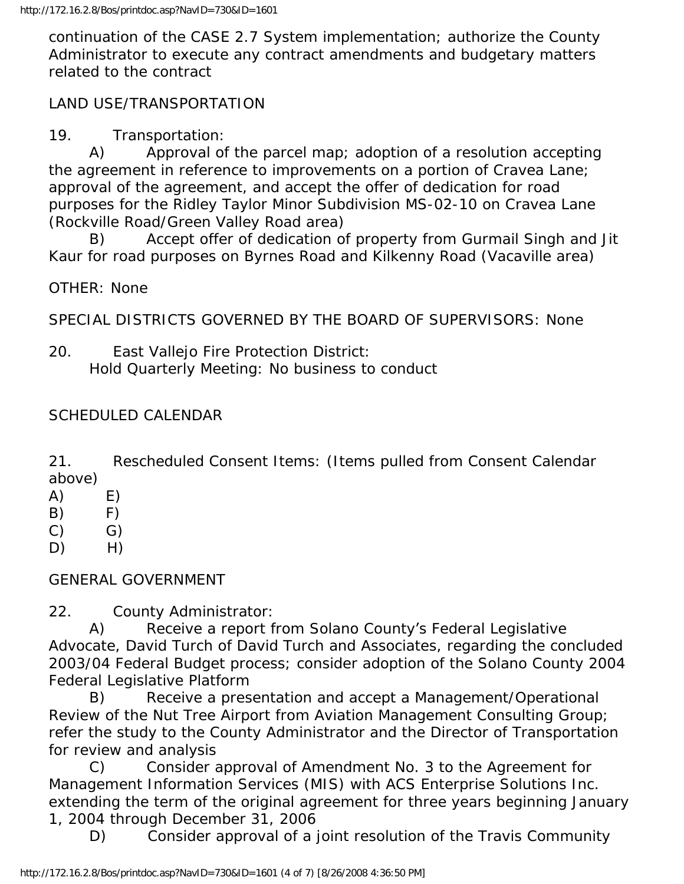continuation of the CASE 2.7 System implementation; authorize the County Administrator to execute any contract amendments and budgetary matters related to the contract

LAND USE/TRANSPORTATION

19. Transportation:

A) Approval of the parcel map; adoption of a resolution accepting the agreement in reference to improvements on a portion of Cravea Lane; approval of the agreement, and accept the offer of dedication for road purposes for the Ridley Taylor Minor Subdivision MS-02-10 on Cravea Lane (Rockville Road/Green Valley Road area)

B) Accept offer of dedication of property from Gurmail Singh and Jit Kaur for road purposes on Byrnes Road and Kilkenny Road (Vacaville area)

OTHER: None

SPECIAL DISTRICTS GOVERNED BY THE BOARD OF SUPERVISORS: None

20. East Vallejo Fire Protection District:
Hold Quarterly Meeting: No business to conduct

SCHEDULED CALENDAR

21. Rescheduled Consent Items: (Items pulled from Consent Calendar above)

A) E)
B) F)
C) G)
D) H)

GENERAL GOVERNMENT

22. County Administrator:

A) Receive a report from Solano County's Federal Legislative Advocate, David Turch of David Turch and Associates, regarding the concluded 2003/04 Federal Budget process; consider adoption of the Solano County 2004 Federal Legislative Platform

B) Receive a presentation and accept a Management/Operational Review of the Nut Tree Airport from Aviation Management Consulting Group; refer the study to the County Administrator and the Director of Transportation for review and analysis

C) Consider approval of Amendment No. 3 to the Agreement for Management Information Services (MIS) with ACS Enterprise Solutions Inc. extending the term of the original agreement for three years beginning January 1, 2004 through December 31, 2006

D) Consider approval of a joint resolution of the Travis Community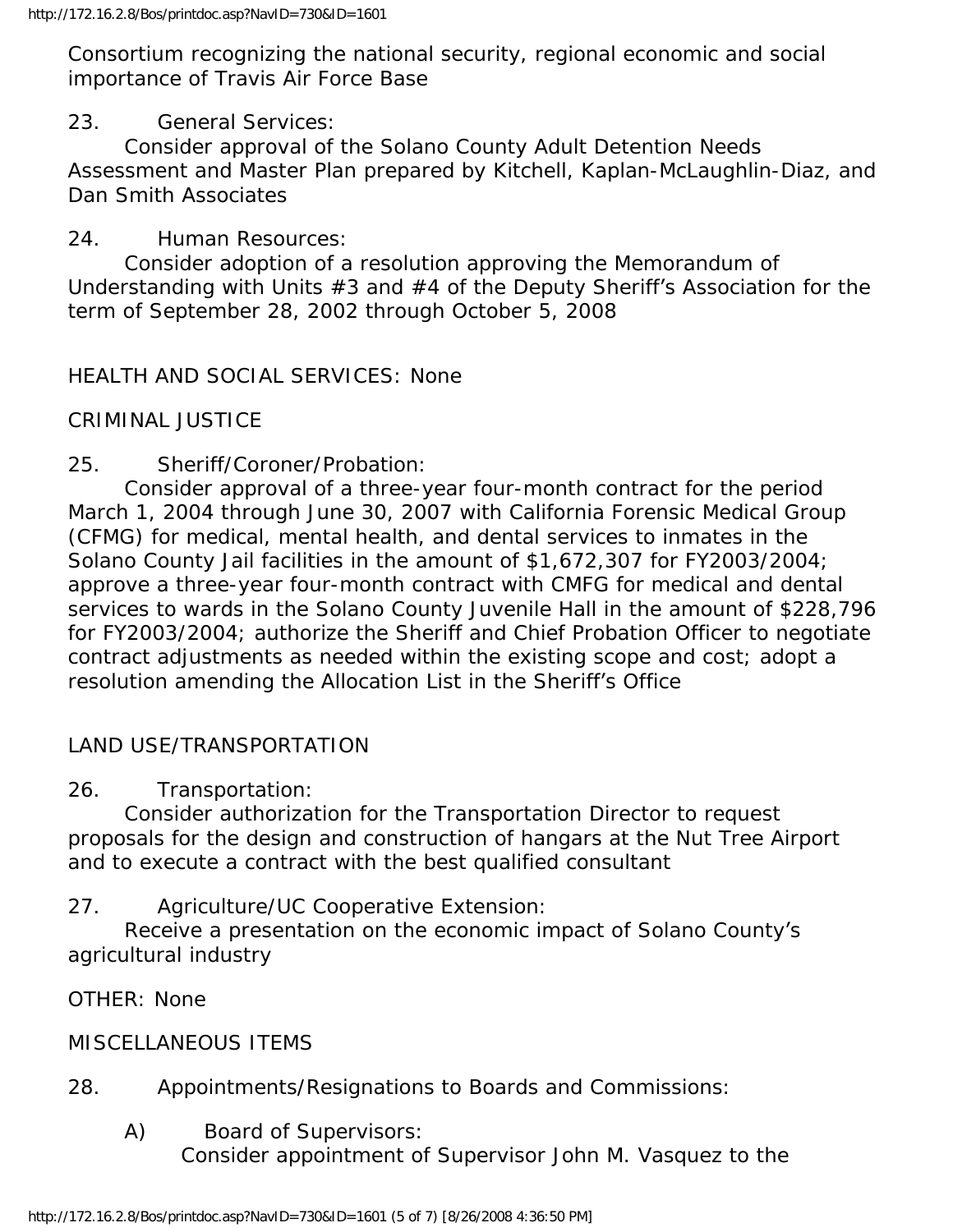Consortium recognizing the national security, regional economic and social importance of Travis Air Force Base

23. General Services:
Consider approval of the Solano County Adult Detention Needs Assessment and Master Plan prepared by Kitchell, Kaplan-McLaughlin-Diaz, and Dan Smith Associates

24. Human Resources:
Consider adoption of a resolution approving the Memorandum of Understanding with Units #3 and #4 of the Deputy Sheriff's Association for the term of September 28, 2002 through October 5, 2008

HEALTH AND SOCIAL SERVICES: None

CRIMINAL JUSTICE

25. Sheriff/Coroner/Probation:
Consider approval of a three-year four-month contract for the period March 1, 2004 through June 30, 2007 with California Forensic Medical Group (CFMG) for medical, mental health, and dental services to inmates in the Solano County Jail facilities in the amount of $1,672,307 for FY2003/2004; approve a three-year four-month contract with CMFG for medical and dental services to wards in the Solano County Juvenile Hall in the amount of $228,796 for FY2003/2004; authorize the Sheriff and Chief Probation Officer to negotiate contract adjustments as needed within the existing scope and cost; adopt a resolution amending the Allocation List in the Sheriff's Office

LAND USE/TRANSPORTATION

26. Transportation:
Consider authorization for the Transportation Director to request proposals for the design and construction of hangars at the Nut Tree Airport and to execute a contract with the best qualified consultant

27. Agriculture/UC Cooperative Extension:
Receive a presentation on the economic impact of Solano County's agricultural industry

OTHER: None

MISCELLANEOUS ITEMS

28. Appointments/Resignations to Boards and Commissions:

A) Board of Supervisors:
Consider appointment of Supervisor John M. Vasquez to the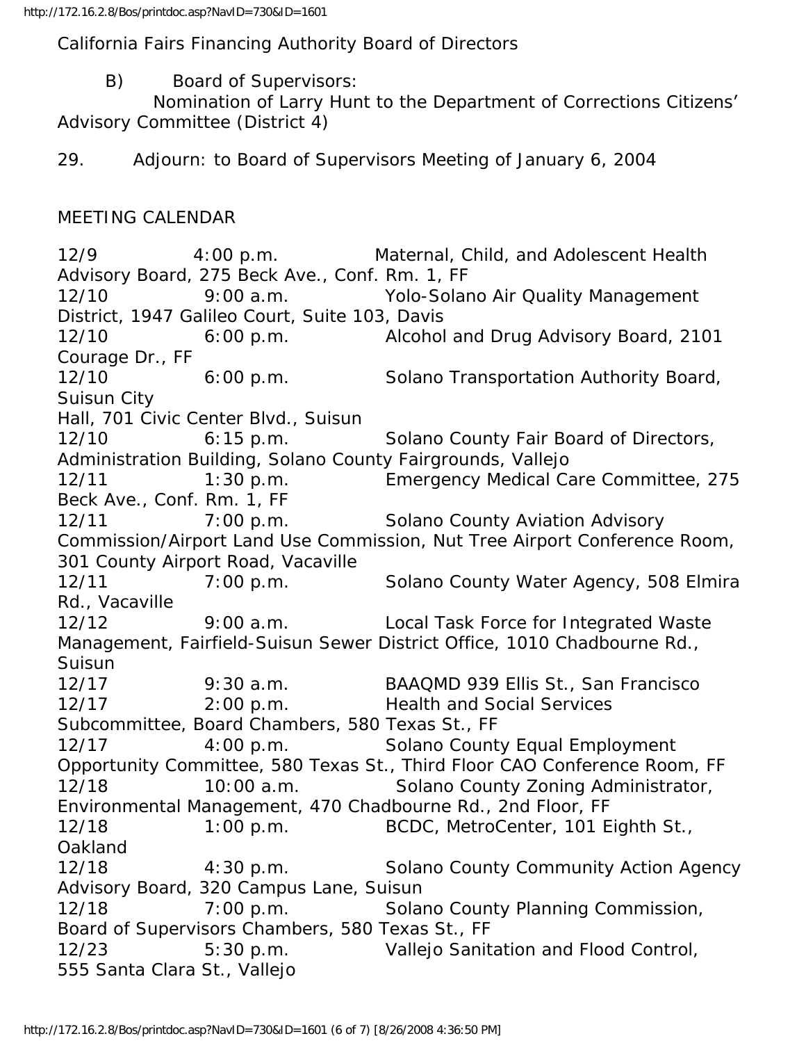California Fairs Financing Authority Board of Directors

B) Board of Supervisors:
Nomination of Larry Hunt to the Department of Corrections Citizens' Advisory Committee (District 4)

29. Adjourn: to Board of Supervisors Meeting of January 6, 2004

MEETING CALENDAR

12/9 4:00 p.m. Maternal, Child, and Adolescent Health Advisory Board, 275 Beck Ave., Conf. Rm. 1, FF
12/10 9:00 a.m. Yolo-Solano Air Quality Management District, 1947 Galileo Court, Suite 103, Davis
12/10 6:00 p.m. Alcohol and Drug Advisory Board, 2101 Courage Dr., FF
12/10 6:00 p.m. Solano Transportation Authority Board, Suisun City
Hall, 701 Civic Center Blvd., Suisun
12/10 6:15 p.m. Solano County Fair Board of Directors, Administration Building, Solano County Fairgrounds, Vallejo
12/11 1:30 p.m. Emergency Medical Care Committee, 275 Beck Ave., Conf. Rm. 1, FF
12/11 7:00 p.m. Solano County Aviation Advisory Commission/Airport Land Use Commission, Nut Tree Airport Conference Room, 301 County Airport Road, Vacaville
12/11 7:00 p.m. Solano County Water Agency, 508 Elmira Rd., Vacaville
12/12 9:00 a.m. Local Task Force for Integrated Waste Management, Fairfield-Suisun Sewer District Office, 1010 Chadbourne Rd., Suisun
12/17 9:30 a.m. BAAQMD 939 Ellis St., San Francisco
12/17 2:00 p.m. Health and Social Services Subcommittee, Board Chambers, 580 Texas St., FF
12/17 4:00 p.m. Solano County Equal Employment Opportunity Committee, 580 Texas St., Third Floor CAO Conference Room, FF
12/18 10:00 a.m. Solano County Zoning Administrator, Environmental Management, 470 Chadbourne Rd., 2nd Floor, FF
12/18 1:00 p.m. BCDC, MetroCenter, 101 Eighth St., Oakland
12/18 4:30 p.m. Solano County Community Action Agency Advisory Board, 320 Campus Lane, Suisun
12/18 7:00 p.m. Solano County Planning Commission, Board of Supervisors Chambers, 580 Texas St., FF
12/23 5:30 p.m. Vallejo Sanitation and Flood Control, 555 Santa Clara St., Vallejo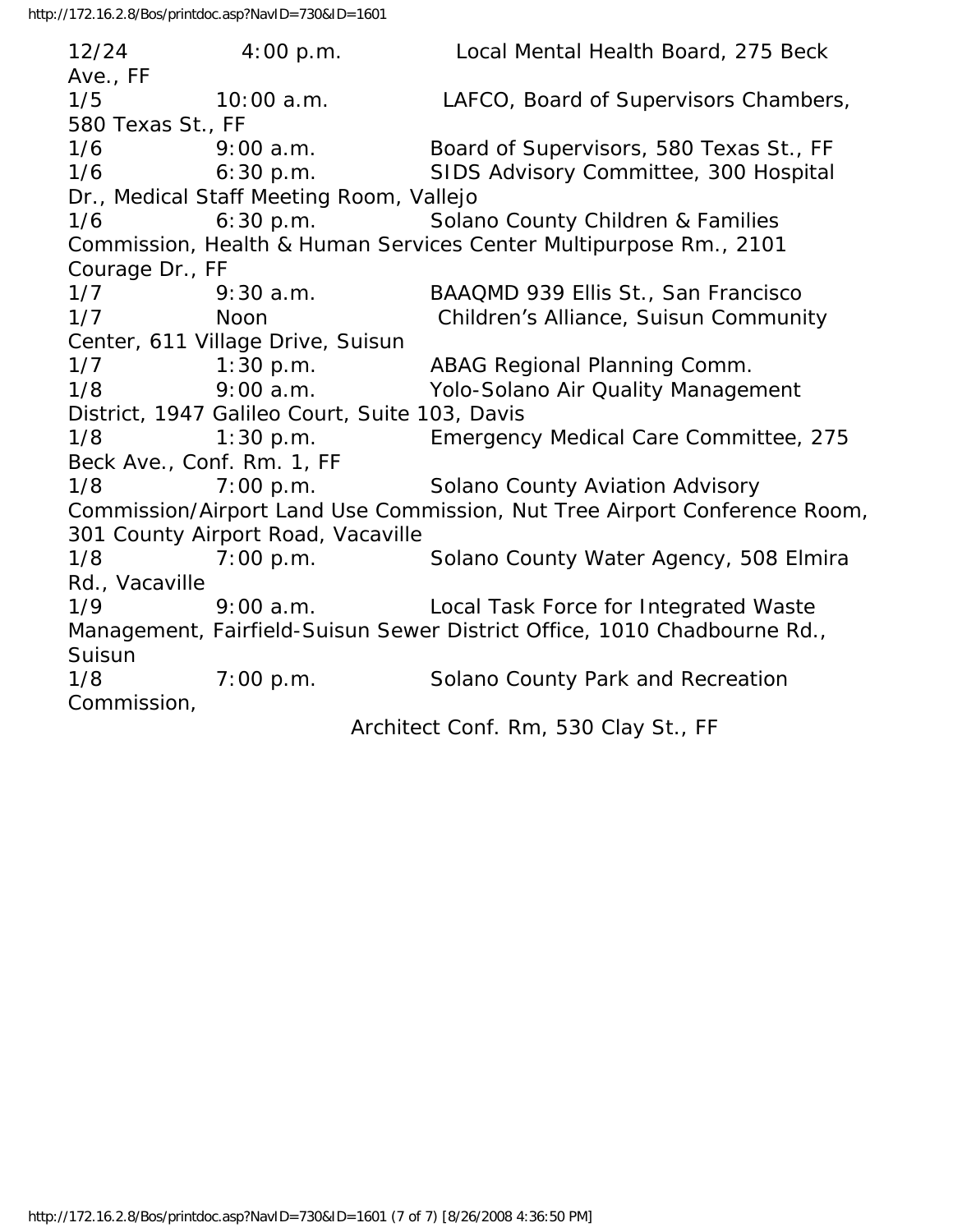12/24 4:00 p.m. Local Mental Health Board, 275 Beck Ave., FF

1/5 10:00 a.m. LAFCO, Board of Supervisors Chambers, 580 Texas St., FF

1/6 9:00 a.m. Board of Supervisors, 580 Texas St., FF

1/6 6:30 p.m. SIDS Advisory Committee, 300 Hospital Dr., Medical Staff Meeting Room, Vallejo

1/6 6:30 p.m. Solano County Children & Families Commission, Health & Human Services Center Multipurpose Rm., 2101 Courage Dr., FF

1/7 9:30 a.m. BAAQMD 939 Ellis St., San Francisco

1/7 Noon Children's Alliance, Suisun Community Center, 611 Village Drive, Suisun

1/7 1:30 p.m. ABAG Regional Planning Comm.

1/8 9:00 a.m. Yolo-Solano Air Quality Management District, 1947 Galileo Court, Suite 103, Davis

1/8 1:30 p.m. Emergency Medical Care Committee, 275 Beck Ave., Conf. Rm. 1, FF

1/8 7:00 p.m. Solano County Aviation Advisory Commission/Airport Land Use Commission, Nut Tree Airport Conference Room, 301 County Airport Road, Vacaville

1/8 7:00 p.m. Solano County Water Agency, 508 Elmira Rd., Vacaville

1/9 9:00 a.m. Local Task Force for Integrated Waste Management, Fairfield-Suisun Sewer District Office, 1010 Chadbourne Rd., Suisun

1/8 7:00 p.m. Solano County Park and Recreation Commission,
Architect Conf. Rm, 530 Clay St., FF